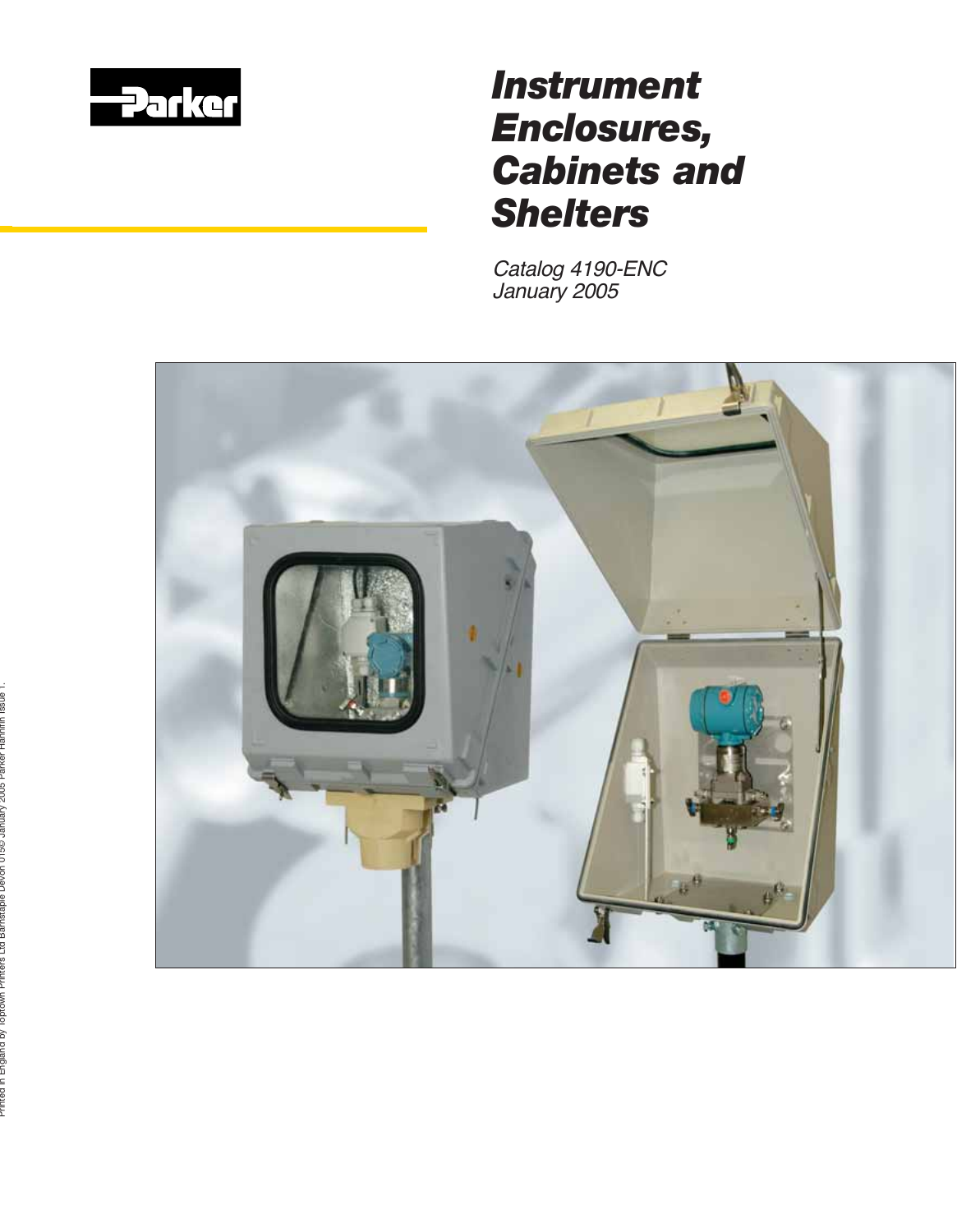Parker

# Instrument Enclosures, Cabinets and Shelters

*Catalog 4190-ENC*
*January 2005*

Printed in England by Toptown Printers Ltd Barnstaple Devon 0150 January 2005 Parker Hannifin Issue 1.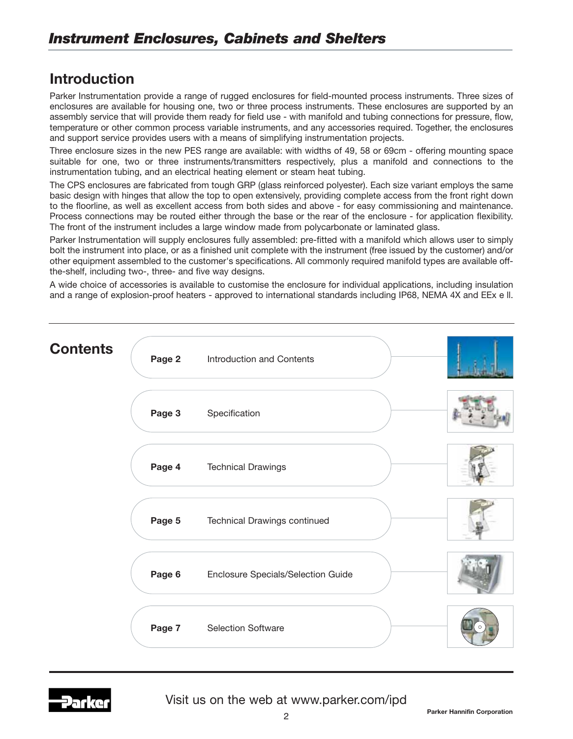# Instrument Enclosures, Cabinets and Shelters

## Introduction

Parker Instrumentation provide a range of rugged enclosures for field-mounted process instruments. Three sizes of enclosures are available for housing one, two or three process instruments. These enclosures are supported by an assembly service that will provide them ready for field use - with manifold and tubing connections for pressure, flow, temperature or other common process variable instruments, and any accessories required. Together, the enclosures and support service provides users with a means of simplifying instrumentation projects.

Three enclosure sizes in the new PES range are available: with widths of 49, 58 or 69cm - offering mounting space suitable for one, two or three instruments/transmitters respectively, plus a manifold and connections to the instrumentation tubing, and an electrical heating element or steam heat tubing.

The CPS enclosures are fabricated from tough GRP (glass reinforced polyester). Each size variant employs the same basic design with hinges that allow the top to open extensively, providing complete access from the front right down to the floorline, as well as excellent access from both sides and above - for easy commissioning and maintenance. Process connections may be routed either through the base or the rear of the enclosure - for application flexibility. The front of the instrument includes a large window made from polycarbonate or laminated glass.

Parker Instrumentation will supply enclosures fully assembled: pre-fitted with a manifold which allows user to simply bolt the instrument into place, or as a finished unit complete with the instrument (free issued by the customer) and/or other equipment assembled to the customer's specifications. All commonly required manifold types are available off-the-shelf, including two-, three- and five way designs.

A wide choice of accessories is available to customise the enclosure for individual applications, including insulation and a range of explosion-proof heaters - approved to international standards including IP68, NEMA 4X and EEx e ll.

## Contents

| | |
|---|---|
| **Page 2** | Introduction and Contents |
| **Page 3** | Specification |
| **Page 4** | Technical Drawings |
| **Page 5** | Technical Drawings continued |
| **Page 6** | Enclosure Specials/Selection Guide |
| **Page 7** | Selection Software |

Visit us on the web at www.parker.com/ipd

Parker Hannifin Corporation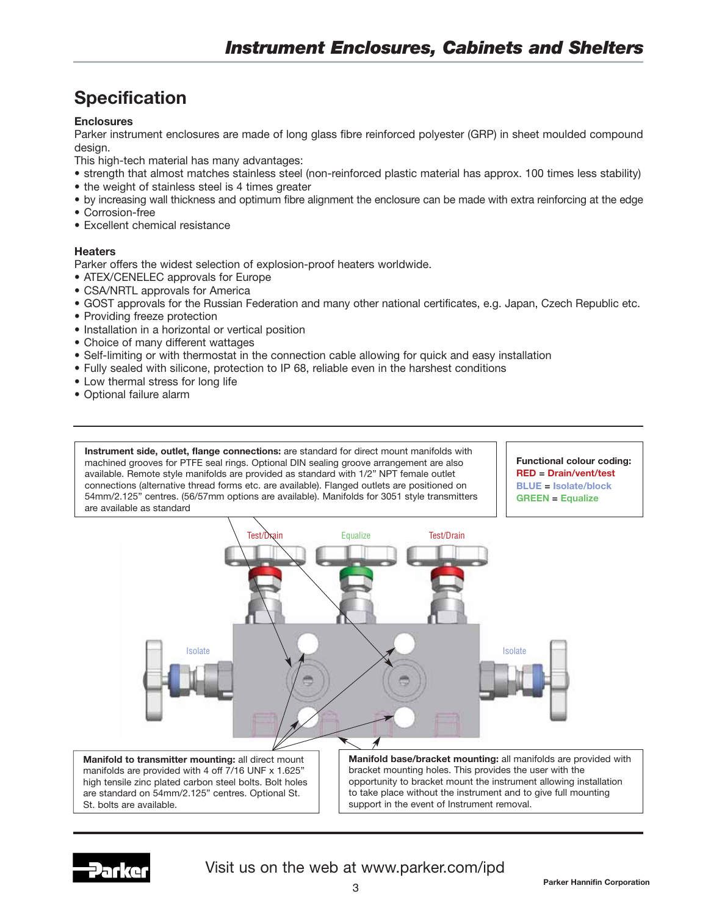## Specification

### Enclosures

Parker instrument enclosures are made of long glass fibre reinforced polyester (GRP) in sheet moulded compound design.

This high-tech material has many advantages:

- strength that almost matches stainless steel (non-reinforced plastic material has approx. 100 times less stability)
- the weight of stainless steel is 4 times greater
- by increasing wall thickness and optimum fibre alignment the enclosure can be made with extra reinforcing at the edge
- Corrosion-free
- Excellent chemical resistance

### Heaters

Parker offers the widest selection of explosion-proof heaters worldwide.

- ATEX/CENELEC approvals for Europe
- CSA/NRTL approvals for America
- GOST approvals for the Russian Federation and many other national certificates, e.g. Japan, Czech Republic etc.
- Providing freeze protection
- Installation in a horizontal or vertical position
- Choice of many different wattages
- Self-limiting or with thermostat in the connection cable allowing for quick and easy installation
- Fully sealed with silicone, protection to IP 68, reliable even in the harshest conditions
- Low thermal stress for long life
- Optional failure alarm

---

**Instrument side, outlet, flange connections:** are standard for direct mount manifolds with machined grooves for PTFE seal rings. Optional DIN sealing groove arrangement are also available. Remote style manifolds are provided as standard with 1/2" NPT female outlet connections (alternative thread forms etc. are available). Flanged outlets are positioned on 54mm/2.125" centres. (56/57mm options are available). Manifolds for 3051 style transmitters are available as standard

**Functional colour coding:**
**RED** = **Drain/vent/test**
**BLUE** = **Isolate/block**
**GREEN** = **Equalize**

Test/Drain — Equalize — Test/Drain

Isolate — Isolate

**Manifold to transmitter mounting:** all direct mount manifolds are provided with 4 off 7/16 UNF x 1.625" high tensile zinc plated carbon steel bolts. Bolt holes are standard on 54mm/2.125" centres. Optional St. St. bolts are available.

**Manifold base/bracket mounting:** all manifolds are provided with bracket mounting holes. This provides the user with the opportunity to bracket mount the instrument allowing installation to take place without the instrument and to give full mounting support in the event of Instrument removal.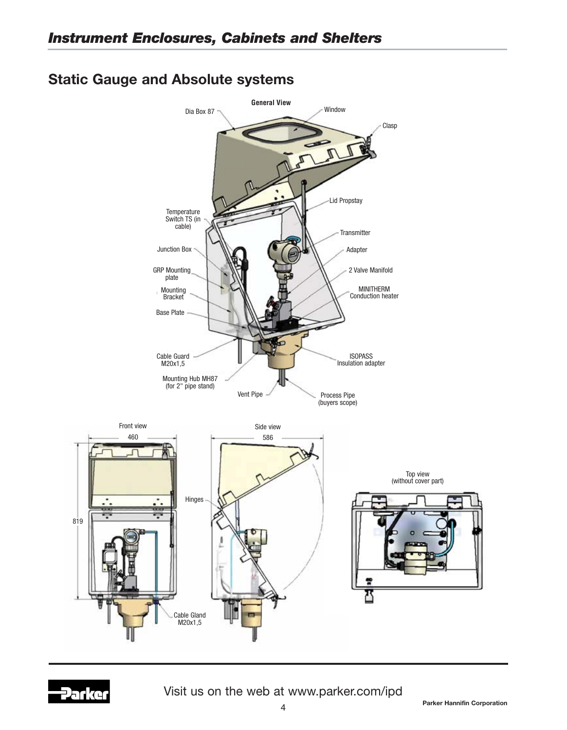## Static Gauge and Absolute systems

**General View**

Dia Box 87

Window

Clasp

Lid Propstay

Temperature Switch TS (in cable)

Transmitter

Junction Box

Adapter

GRP Mounting plate

2 Valve Manifold

Mounting Bracket

MINITHERM Conduction heater

Base Plate

Cable Guard M20x1,5

ISOPASS Insulation adapter

Mounting Hub MH87 (for 2" pipe stand)

Vent Pipe

Process Pipe (buyers scope)

Front view

460

819

Side view

586

Hinges

Cable Gland M20x1,5

Top view (without cover part)

Visit us on the web at www.parker.com/ipd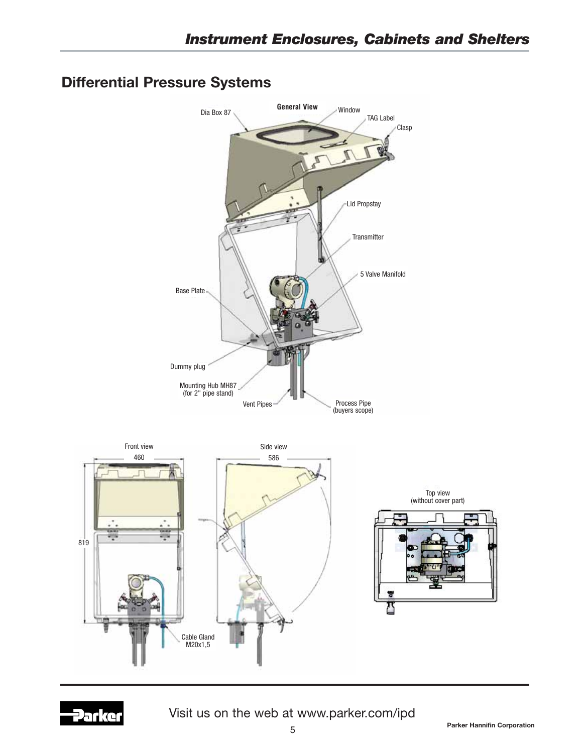## Differential Pressure Systems

General View

Dia Box 87

Window

TAG Label

Clasp

Lid Propstay

Transmitter

5 Valve Manifold

Base Plate

Dummy plug

Mounting Hub MH87 (for 2" pipe stand)

Vent Pipes

Process Pipe (buyers scope)

Front view

460

819

Cable Gland M20x1,5

Side view

586

Top view (without cover part)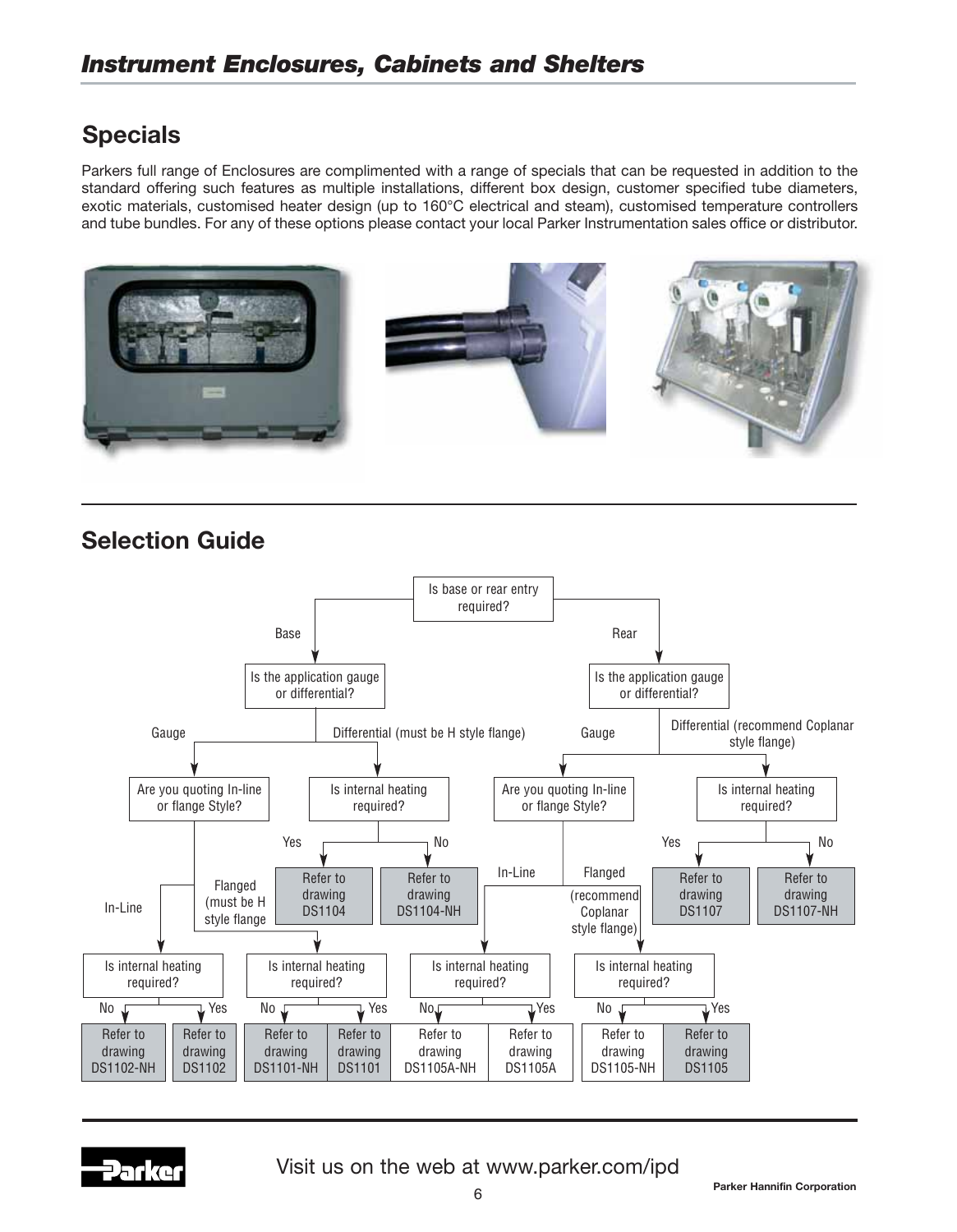## Specials

Parkers full range of Enclosures are complimented with a range of specials that can be requested in addition to the standard offering such features as multiple installations, different box design, customer specified tube diameters, exotic materials, customised heater design (up to 160°C electrical and steam), customised temperature controllers and tube bundles. For any of these options please contact your local Parker Instrumentation sales office or distributor.

## Selection Guide

Is base or rear entry required?

- **Base** → Is the application gauge or differential?
  - **Gauge** → Are you quoting In-line or flange Style?
    - **In-Line** → Is internal heating required?
      - No → Refer to drawing DS1102-NH
      - Yes → Refer to drawing DS1102
    - **Flanged (must be H style flange)** → Is internal heating required?
      - No → Refer to drawing DS1101-NH
      - Yes → Refer to drawing DS1101
  - **Differential (must be H style flange)** → Is internal heating required?
    - Yes → Refer to drawing DS1104
    - No → Refer to drawing DS1104-NH
- **Rear** → Is the application gauge or differential?
  - **Gauge** → Are you quoting In-line or flange Style?
    - **In-Line** → Is internal heating required?
      - No → Refer to drawing DS1105A-NH
      - Yes → Refer to drawing DS1105A
    - **Flanged (recommend Coplanar style flange)** → Is internal heating required?
      - No → Refer to drawing DS1105-NH
      - Yes → Refer to drawing DS1105
  - **Differential (recommend Coplanar style flange)** → Is internal heating required?
    - Yes → Refer to drawing DS1107
    - No → Refer to drawing DS1107-NH

Visit us on the web at www.parker.com/ipd

Parker Hannifin Corporation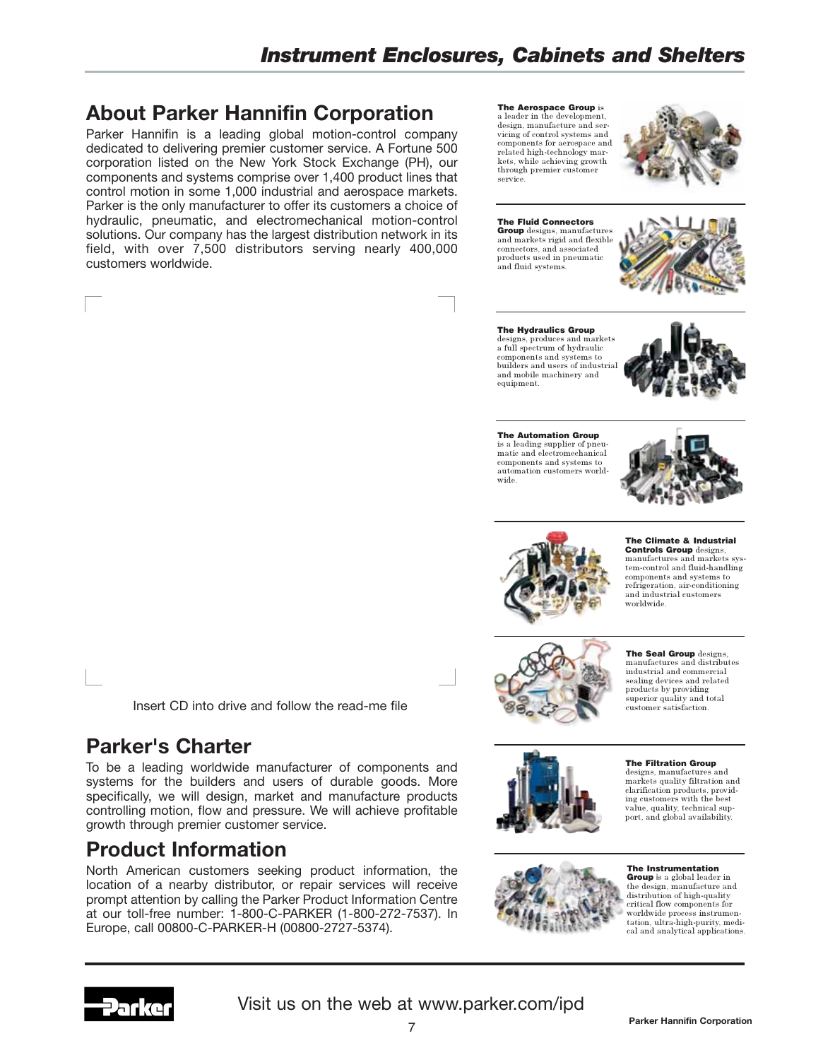## About Parker Hannifin Corporation

Parker Hannifin is a leading global motion-control company dedicated to delivering premier customer service. A Fortune 500 corporation listed on the New York Stock Exchange (PH), our components and systems comprise over 1,400 product lines that control motion in some 1,000 industrial and aerospace markets. Parker is the only manufacturer to offer its customers a choice of hydraulic, pneumatic, and electromechanical motion-control solutions. Our company has the largest distribution network in its field, with over 7,500 distributors serving nearly 400,000 customers worldwide.

Insert CD into drive and follow the read-me file

## Parker's Charter

To be a leading worldwide manufacturer of components and systems for the builders and users of durable goods. More specifically, we will design, market and manufacture products controlling motion, flow and pressure. We will achieve profitable growth through premier customer service.

## Product Information

North American customers seeking product information, the location of a nearby distributor, or repair services will receive prompt attention by calling the Parker Product Information Centre at our toll-free number: 1-800-C-PARKER (1-800-272-7537). In Europe, call 00800-C-PARKER-H (00800-2727-5374).

**The Aerospace Group** is a leader in the development, design, manufacture and servicing of control systems and components for aerospace and related high-technology markets, while achieving growth through premier customer service.

**The Fluid Connectors Group** designs, manufactures and markets rigid and flexible connectors, and associated products used in pneumatic and fluid systems.

**The Hydraulics Group** designs, produces and markets a full spectrum of hydraulic components and systems to builders and users of industrial and mobile machinery and equipment.

**The Automation Group** is a leading supplier of pneumatic and electromechanical components and systems to automation customers worldwide.

**The Climate & Industrial Controls Group** designs, manufactures and markets system-control and fluid-handling components and systems to refrigeration, air-conditioning and industrial customers worldwide.

**The Seal Group** designs, manufactures and distributes industrial and commercial sealing devices and related products by providing superior quality and total customer satisfaction.

**The Filtration Group** designs, manufactures and markets quality filtration and clarification products, providing customers with the best value, quality, technical support, and global availability.

**The Instrumentation Group** is a global leader in the design, manufacture and distribution of high-quality critical flow components for worldwide process instrumentation, ultra-high-purity, medical and analytical applications.

Visit us on the web at www.parker.com/ipd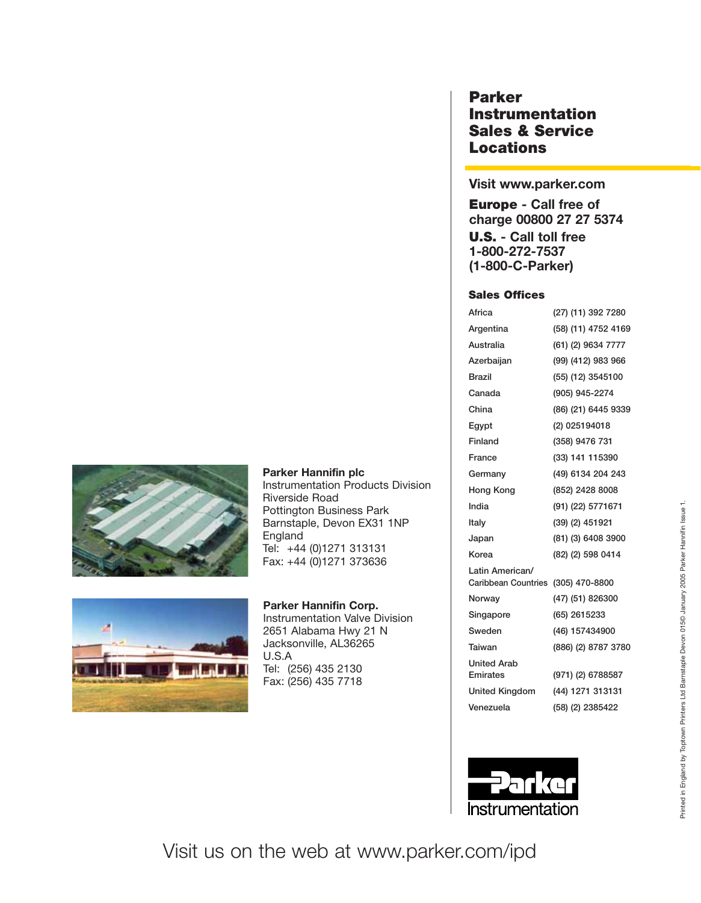# Parker Instrumentation Sales & Service Locations

**Visit www.parker.com**

**Europe - Call free of charge 00800 27 27 5374**

**U.S. - Call toll free 1-800-272-7537 (1-800-C-Parker)**

### Sales Offices

| | |
|---|---|
| Africa | (27) (11) 392 7280 |
| Argentina | (58) (11) 4752 4169 |
| Australia | (61) (2) 9634 7777 |
| Azerbaijan | (99) (412) 983 966 |
| Brazil | (55) (12) 3545100 |
| Canada | (905) 945-2274 |
| China | (86) (21) 6445 9339 |
| Egypt | (2) 025194018 |
| Finland | (358) 9476 731 |
| France | (33) 141 115390 |
| Germany | (49) 6134 204 243 |
| Hong Kong | (852) 2428 8008 |
| India | (91) (22) 5771671 |
| Italy | (39) (2) 451921 |
| Japan | (81) (3) 6408 3900 |
| Korea | (82) (2) 598 0414 |
| Latin American/ Caribbean Countries | (305) 470-8800 |
| Norway | (47) (51) 826300 |
| Singapore | (65) 2615233 |
| Sweden | (46) 157434900 |
| Taiwan | (886) (2) 8787 3780 |
| United Arab Emirates | (971) (2) 6788587 |
| United Kingdom | (44) 1271 313131 |
| Venezuela | (58) (2) 2385422 |

**Parker Hannifin plc**
Instrumentation Products Division
Riverside Road
Pottington Business Park
Barnstaple, Devon EX31 1NP
England
Tel: +44 (0)1271 313131
Fax: +44 (0)1271 373636

**Parker Hannifin Corp.**
Instrumentation Valve Division
2651 Alabama Hwy 21 N
Jacksonville, AL36265
U.S.A
Tel: (256) 435 2130
Fax: (256) 435 7718

Parker Instrumentation

Printed in England by Toptown Printers Ltd Barnstaple Devon 015© January 2005 Parker Hannifin Issue 1.

Visit us on the web at www.parker.com/ipd